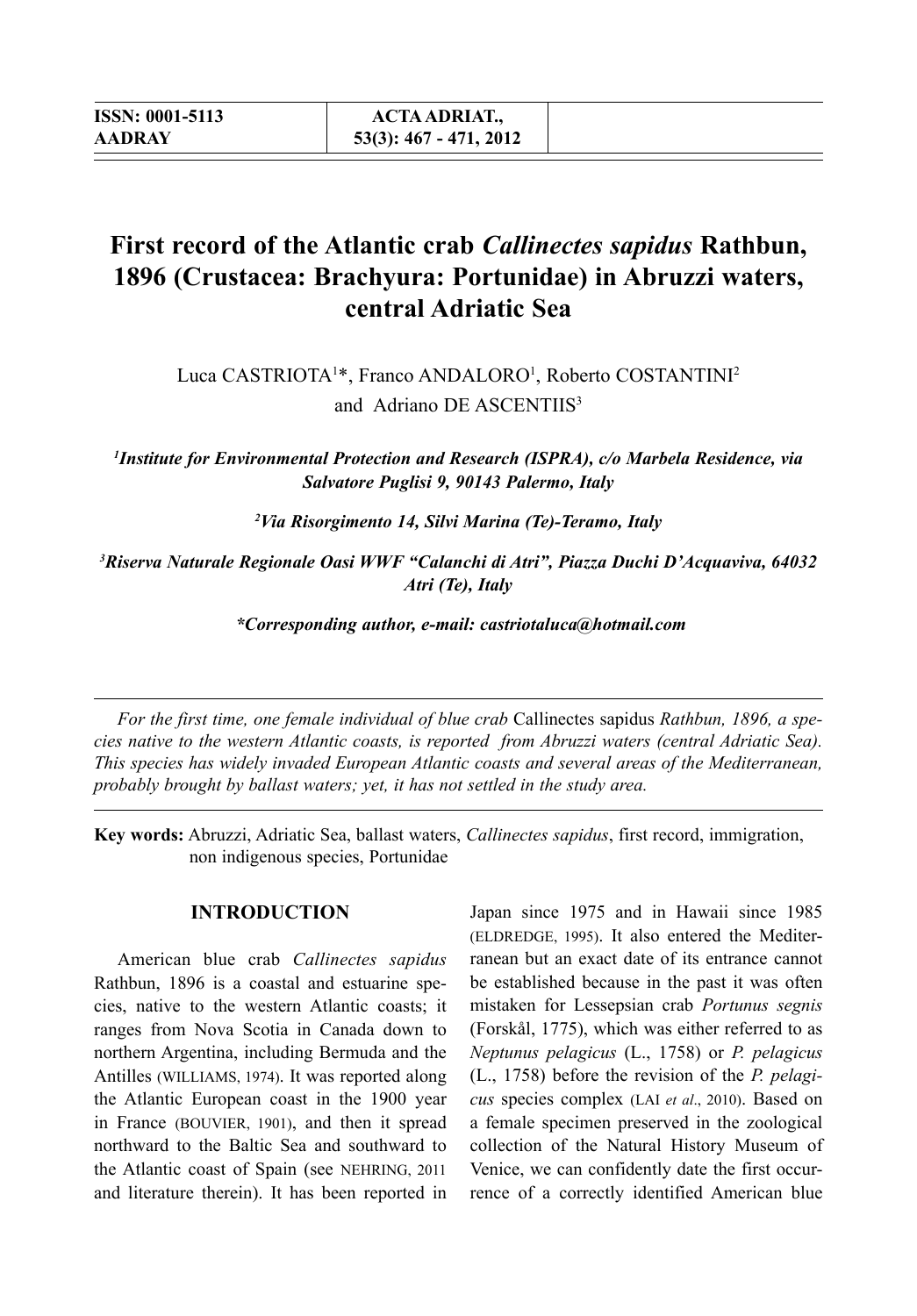# First record of the Atlantic crab *Callinectes sapidus* Rathbun, 1896 (Crustacea: Brachyura: Portunidae) in Abruzzi waters, central Adriatic Sea

Luca CASTRIOTA[1]*, Franco ANDALORO[1], Roberto COSTANTINI[2] and Adriano DE ASCENTIIS[3]

*[1]Institute for Environmental Protection and Research (ISPRA), c/o Marbela Residence, via Salvatore Puglisi 9, 90143 Palermo, Italy*

*[2]Via Risorgimento 14, Silvi Marina (Te)-Teramo, Italy*

*[3]Riserva Naturale Regionale Oasi WWF "Calanchi di Atri", Piazza Duchi D'Acquaviva, 64032 Atri (Te), Italy*

***Corresponding author, e-mail: castriotaluca@hotmail.com**

*For the first time, one female individual of blue crab* Callinectes sapidus *Rathbun, 1896, a species native to the western Atlantic coasts, is reported from Abruzzi waters (central Adriatic Sea). This species has widely invaded European Atlantic coasts and several areas of the Mediterranean, probably brought by ballast waters; yet, it has not settled in the study area.*

**Key words:** Abruzzi, Adriatic Sea, ballast waters, *Callinectes sapidus*, first record, immigration, non indigenous species, Portunidae

## INTRODUCTION

American blue crab *Callinectes sapidus* Rathbun, 1896 is a coastal and estuarine species, native to the western Atlantic coasts; it ranges from Nova Scotia in Canada down to northern Argentina, including Bermuda and the Antilles (WILLIAMS, 1974). It was reported along the Atlantic European coast in the 1900 year in France (BOUVIER, 1901), and then it spread northward to the Baltic Sea and southward to the Atlantic coast of Spain (see NEHRING, 2011 and literature therein). It has been reported in Japan since 1975 and in Hawaii since 1985 (ELDREDGE, 1995). It also entered the Mediterranean but an exact date of its entrance cannot be established because in the past it was often mistaken for Lessepsian crab *Portunus segnis* (Forskål, 1775), which was either referred to as *Neptunus pelagicus* (L., 1758) or *P. pelagicus* (L., 1758) before the revision of the *P. pelagicus* species complex (LAI *et al*., 2010). Based on a female specimen preserved in the zoological collection of the Natural History Museum of Venice, we can confidently date the first occurrence of a correctly identified American blue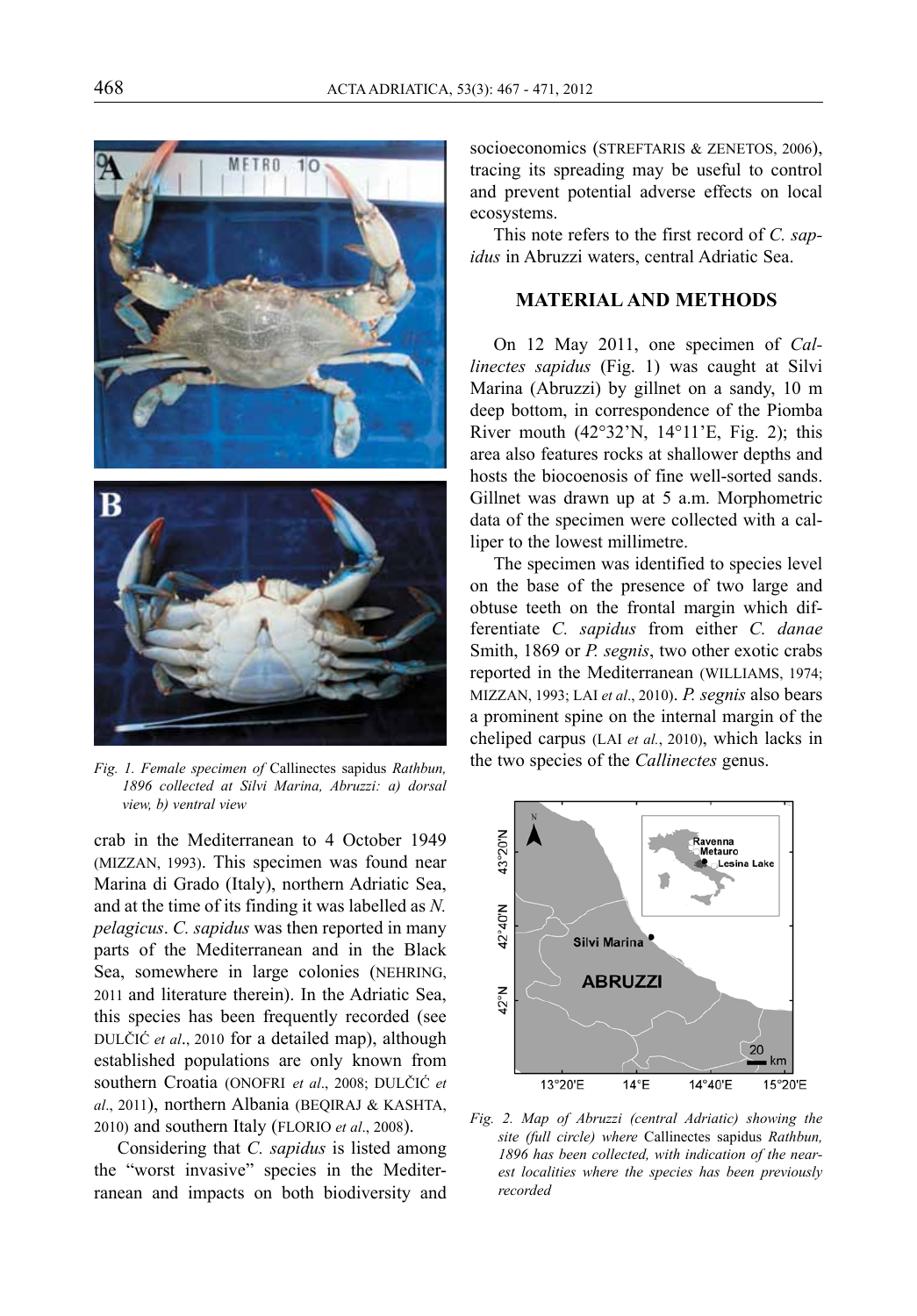*Fig. 1. Female specimen of* Callinectes sapidus *Rathbun, 1896 collected at Silvi Marina, Abruzzi: a) dorsal view, b) ventral view*

crab in the Mediterranean to 4 October 1949 (MIZZAN, 1993). This specimen was found near Marina di Grado (Italy), northern Adriatic Sea, and at the time of its finding it was labelled as *N. pelagicus*. *C. sapidus* was then reported in many parts of the Mediterranean and in the Black Sea, somewhere in large colonies (NEHRING, 2011 and literature therein). In the Adriatic Sea, this species has been frequently recorded (see DULČIĆ *et al*., 2010 for a detailed map), although established populations are only known from southern Croatia (ONOFRI *et al*., 2008; DULČIĆ *et al*., 2011), northern Albania (BEQIRAJ & KASHTA, 2010) and southern Italy (FLORIO *et al*., 2008).

Considering that *C. sapidus* is listed among the "worst invasive" species in the Mediterranean and impacts on both biodiversity and socioeconomics (STREFTARIS & ZENETOS, 2006), tracing its spreading may be useful to control and prevent potential adverse effects on local ecosystems.

This note refers to the first record of *C. sapidus* in Abruzzi waters, central Adriatic Sea.

## MATERIAL AND METHODS

On 12 May 2011, one specimen of *Callinectes sapidus* (Fig. 1) was caught at Silvi Marina (Abruzzi) by gillnet on a sandy, 10 m deep bottom, in correspondence of the Piomba River mouth (42°32'N, 14°11'E, Fig. 2); this area also features rocks at shallower depths and hosts the biocoenosis of fine well-sorted sands. Gillnet was drawn up at 5 a.m. Morphometric data of the specimen were collected with a calliper to the lowest millimetre.

The specimen was identified to species level on the base of the presence of two large and obtuse teeth on the frontal margin which differentiate *C. sapidus* from either *C. danae* Smith, 1869 or *P. segnis*, two other exotic crabs reported in the Mediterranean (WILLIAMS, 1974; MIZZAN, 1993; LAI *et al*., 2010). *P. segnis* also bears a prominent spine on the internal margin of the cheliped carpus (LAI *et al.*, 2010), which lacks in the two species of the *Callinectes* genus.

*Fig. 2. Map of Abruzzi (central Adriatic) showing the site (full circle) where* Callinectes sapidus *Rathbun, 1896 has been collected, with indication of the nearest localities where the species has been previously recorded*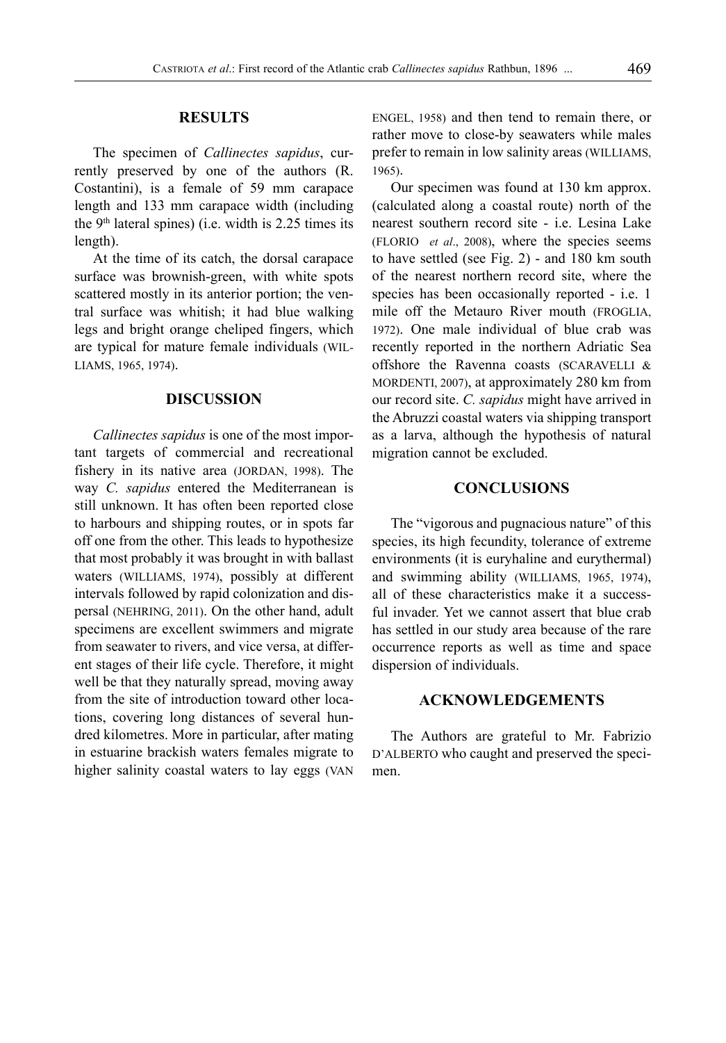## RESULTS

The specimen of *Callinectes sapidus*, currently preserved by one of the authors (R. Costantini), is a female of 59 mm carapace length and 133 mm carapace width (including the 9th lateral spines) (i.e. width is 2.25 times its length).

At the time of its catch, the dorsal carapace surface was brownish-green, with white spots scattered mostly in its anterior portion; the ventral surface was whitish; it had blue walking legs and bright orange cheliped fingers, which are typical for mature female individuals (WILLIAMS, 1965, 1974).

## DISCUSSION

*Callinectes sapidus* is one of the most important targets of commercial and recreational fishery in its native area (JORDAN, 1998). The way *C. sapidus* entered the Mediterranean is still unknown. It has often been reported close to harbours and shipping routes, or in spots far off one from the other. This leads to hypothesize that most probably it was brought in with ballast waters (WILLIAMS, 1974), possibly at different intervals followed by rapid colonization and dispersal (NEHRING, 2011). On the other hand, adult specimens are excellent swimmers and migrate from seawater to rivers, and vice versa, at different stages of their life cycle. Therefore, it might well be that they naturally spread, moving away from the site of introduction toward other locations, covering long distances of several hundred kilometres. More in particular, after mating in estuarine brackish waters females migrate to higher salinity coastal waters to lay eggs (VAN ENGEL, 1958) and then tend to remain there, or rather move to close-by seawaters while males prefer to remain in low salinity areas (WILLIAMS, 1965).

Our specimen was found at 130 km approx. (calculated along a coastal route) north of the nearest southern record site - i.e. Lesina Lake (FLORIO *et al*., 2008), where the species seems to have settled (see Fig. 2) - and 180 km south of the nearest northern record site, where the species has been occasionally reported - i.e. 1 mile off the Metauro River mouth (FROGLIA, 1972). One male individual of blue crab was recently reported in the northern Adriatic Sea offshore the Ravenna coasts (SCARAVELLI & MORDENTI, 2007), at approximately 280 km from our record site. *C. sapidus* might have arrived in the Abruzzi coastal waters via shipping transport as a larva, although the hypothesis of natural migration cannot be excluded.

## CONCLUSIONS

The "vigorous and pugnacious nature" of this species, its high fecundity, tolerance of extreme environments (it is euryhaline and eurythermal) and swimming ability (WILLIAMS, 1965, 1974), all of these characteristics make it a successful invader. Yet we cannot assert that blue crab has settled in our study area because of the rare occurrence reports as well as time and space dispersion of individuals.

## ACKNOWLEDGEMENTS

The Authors are grateful to Mr. Fabrizio D'ALBERTO who caught and preserved the specimen.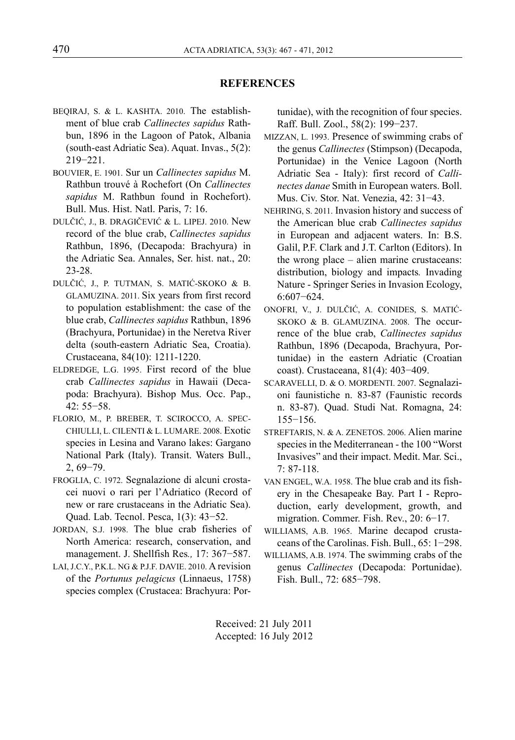## REFERENCES

BEQIRAJ, S. & L. KASHTA. 2010. The establishment of blue crab *Callinectes sapidus* Rathbun, 1896 in the Lagoon of Patok, Albania (south-east Adriatic Sea). Aquat. Invas., 5(2): 219−221.

BOUVIER, E. 1901. Sur un *Callinectes sapidus* M. Rathbun trouvé à Rochefort (On *Callinectes sapidus* M. Rathbun found in Rochefort). Bull. Mus. Hist. Natl. Paris, 7: 16.

DULČIĆ, J., B. DRAGIČEVIĆ & L. LIPEJ. 2010. New record of the blue crab, *Callinectes sapidus* Rathbun, 1896, (Decapoda: Brachyura) in the Adriatic Sea. Annales, Ser. hist. nat., 20: 23-28.

DULČIĆ, J., P. TUTMAN, S. MATIĆ-SKOKO & B. GLAMUZINA. 2011. Six years from first record to population establishment: the case of the blue crab, *Callinectes sapidus* Rathbun, 1896 (Brachyura, Portunidae) in the Neretva River delta (south-eastern Adriatic Sea, Croatia). Crustaceana, 84(10): 1211-1220.

ELDREDGE, L.G. 1995. First record of the blue crab *Callinectes sapidus* in Hawaii (Decapoda: Brachyura). Bishop Mus. Occ. Pap., 42: 55−58.

FLORIO, M., P. BREBER, T. SCIROCCO, A. SPECCHIULLI, L. CILENTI & L. LUMARE. 2008. Exotic species in Lesina and Varano lakes: Gargano National Park (Italy). Transit. Waters Bull., 2, 69−79.

FROGLIA, C. 1972. Segnalazione di alcuni crostacei nuovi o rari per l'Adriatico (Record of new or rare crustaceans in the Adriatic Sea). Quad. Lab. Tecnol. Pesca, 1(3): 43−52.

JORDAN, S.J. 1998. The blue crab fisheries of North America: research, conservation, and management. J. Shellfish Res*.,* 17: 367−587.

LAI, J.C.Y., P.K.L. NG & P.J.F. DAVIE. 2010. A revision of the *Portunus pelagicus* (Linnaeus, 1758) species complex (Crustacea: Brachyura: Portunidae), with the recognition of four species. Raff. Bull. Zool., 58(2): 199−237.

MIZZAN, L. 1993. Presence of swimming crabs of the genus *Callinectes* (Stimpson) (Decapoda, Portunidae) in the Venice Lagoon (North Adriatic Sea - Italy): first record of *Callinectes danae* Smith in European waters. Boll. Mus. Civ. Stor. Nat. Venezia, 42: 31−43.

NEHRING, S. 2011. Invasion history and success of the American blue crab *Callinectes sapidus* in European and adjacent waters. In: B.S. Galil, P.F. Clark and J.T. Carlton (Editors). In the wrong place – alien marine crustaceans: distribution, biology and impacts*.* Invading Nature - Springer Series in Invasion Ecology, 6:607−624.

ONOFRI, V., J. DULČIĆ, A. CONIDES, S. MATIĆ-SKOKO & B. GLAMUZINA. 2008. The occurrence of the blue crab, *Callinectes sapidus* Rathbun, 1896 (Decapoda, Brachyura, Portunidae) in the eastern Adriatic (Croatian coast). Crustaceana, 81(4): 403−409.

SCARAVELLI, D. & O. MORDENTI. 2007. Segnalazioni faunistiche n. 83-87 (Faunistic records n. 83-87). Quad. Studi Nat. Romagna, 24: 155−156.

STREFTARIS, N. & A. ZENETOS. 2006. Alien marine species in the Mediterranean - the 100 "Worst Invasives" and their impact. Medit. Mar. Sci., 7: 87-118.

VAN ENGEL, W.A. 1958. The blue crab and its fishery in the Chesapeake Bay. Part I - Reproduction, early development, growth, and migration. Commer. Fish. Rev., 20: 6−17.

WILLIAMS, A.B. 1965. Marine decapod crustaceans of the Carolinas. Fish. Bull., 65: 1−298.

WILLIAMS, A.B. 1974. The swimming crabs of the genus *Callinectes* (Decapoda: Portunidae). Fish. Bull., 72: 685−798.

Received: 21 July 2011
Accepted: 16 July 2012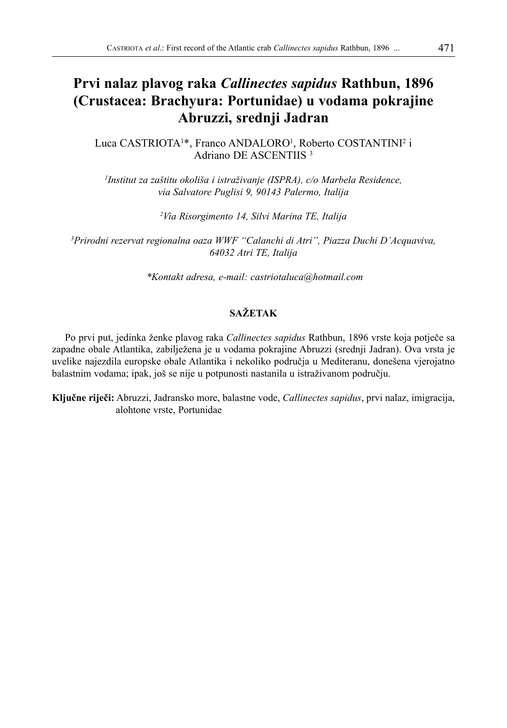# Prvi nalaz plavog raka *Callinectes sapidus* Rathbun, 1896 (Crustacea: Brachyura: Portunidae) u vodama pokrajine Abruzzi, srednji Jadran

Luca CASTRIOTA[1]*, Franco ANDALORO[1], Roberto COSTANTINI[2] i Adriano DE ASCENTIIS [3]

[1]*Institut za zaštitu okoliša i istraživanje (ISPRA), c/o Marbela Residence, via Salvatore Puglisi 9, 90143 Palermo, Italija*

[2]*Via Risorgimento 14, Silvi Marina TE, Italija*

[3]*Prirodni rezervat regionalna oaza WWF "Calanchi di Atri", Piazza Duchi D'Acquaviva, 64032 Atri TE, Italija*

*\*Kontakt adresa, e-mail: castriotaluca@hotmail.com*

## SAŽETAK

Po prvi put, jedinka ženke plavog raka *Callinectes sapidus* Rathbun, 1896 vrste koja potječe sa zapadne obale Atlantika, zabilježena je u vodama pokrajine Abruzzi (srednji Jadran). Ova vrsta je uvelike najezdila europske obale Atlantika i nekoliko područja u Mediteranu, donešena vjerojatno balastnim vodama; ipak, još se nije u potpunosti nastanila u istraživanom području.

**Ključne riječi:** Abruzzi, Jadransko more, balastne vode, *Callinectes sapidus*, prvi nalaz, imigracija, alohtone vrste, Portunidae